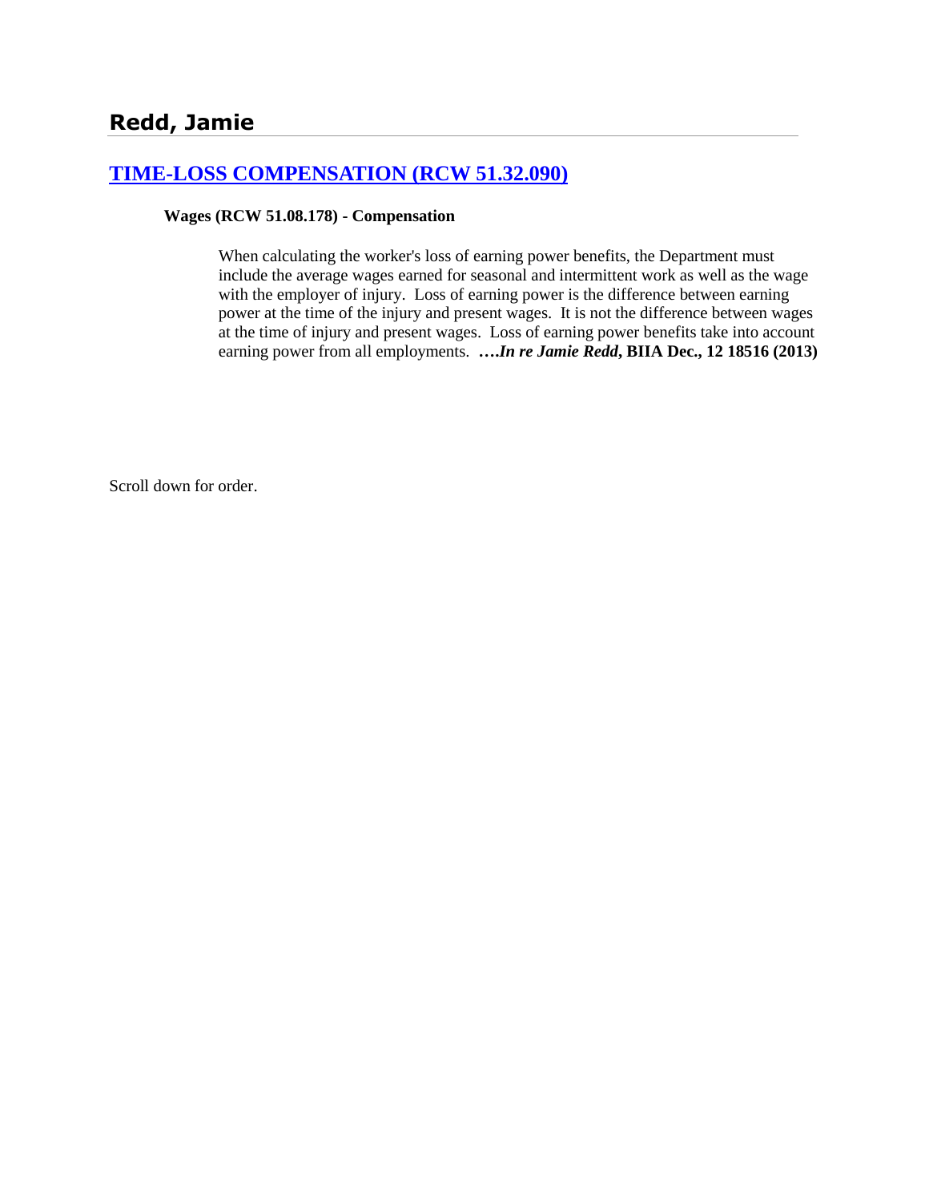## Redd, Jamie

### [TIME-LOSS COMPENSATION (RCW 51.32.090)]()

**Wages (RCW 51.08.178) - Compensation**

When calculating the worker's loss of earning power benefits, the Department must include the average wages earned for seasonal and intermittent work as well as the wage with the employer of injury. Loss of earning power is the difference between earning power at the time of the injury and present wages. It is not the difference between wages at the time of injury and present wages. Loss of earning power benefits take into account earning power from all employments. **….*In re Jamie Redd*, BIIA Dec., 12 18516 (2013)**

Scroll down for order.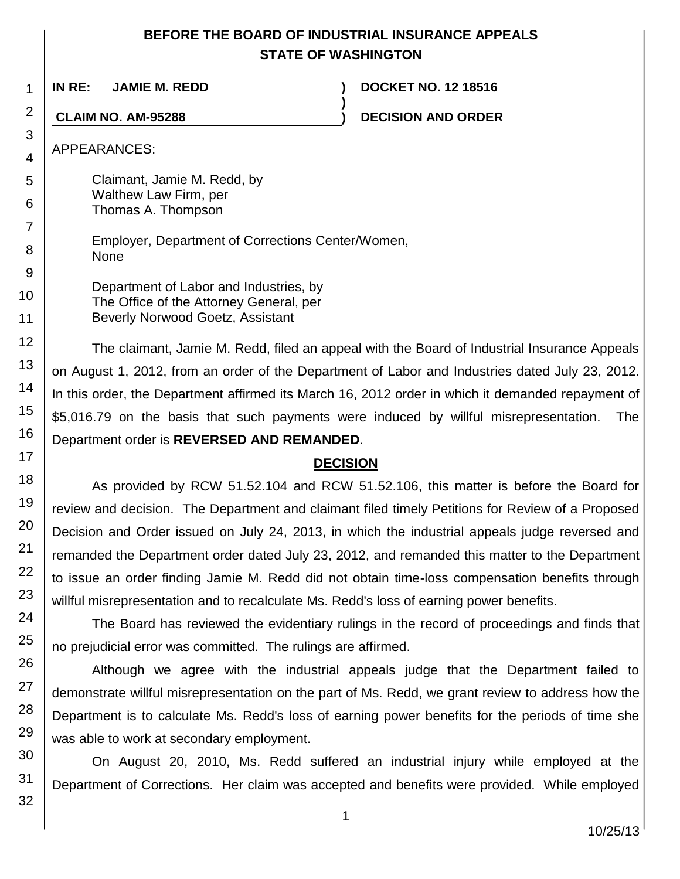**BEFORE THE BOARD OF INDUSTRIAL INSURANCE APPEALS**
**STATE OF WASHINGTON**

| | | |
|---|---|---|
| **IN RE: JAMIE M. REDD** | **)** | **DOCKET NO. 12 18516** |
| | **)** | |
| **CLAIM NO. AM-95288** | **)** | **DECISION AND ORDER** |

APPEARANCES:

Claimant, Jamie M. Redd, by
Walthew Law Firm, per
Thomas A. Thompson

Employer, Department of Corrections Center/Women,
None

Department of Labor and Industries, by
The Office of the Attorney General, per
Beverly Norwood Goetz, Assistant

The claimant, Jamie M. Redd, filed an appeal with the Board of Industrial Insurance Appeals on August 1, 2012, from an order of the Department of Labor and Industries dated July 23, 2012. In this order, the Department affirmed its March 16, 2012 order in which it demanded repayment of $5,016.79 on the basis that such payments were induced by willful misrepresentation. The Department order is **REVERSED AND REMANDED**.

## DECISION

As provided by RCW 51.52.104 and RCW 51.52.106, this matter is before the Board for review and decision. The Department and claimant filed timely Petitions for Review of a Proposed Decision and Order issued on July 24, 2013, in which the industrial appeals judge reversed and remanded the Department order dated July 23, 2012, and remanded this matter to the Department to issue an order finding Jamie M. Redd did not obtain time-loss compensation benefits through willful misrepresentation and to recalculate Ms. Redd's loss of earning power benefits.

The Board has reviewed the evidentiary rulings in the record of proceedings and finds that no prejudicial error was committed. The rulings are affirmed.

Although we agree with the industrial appeals judge that the Department failed to demonstrate willful misrepresentation on the part of Ms. Redd, we grant review to address how the Department is to calculate Ms. Redd's loss of earning power benefits for the periods of time she was able to work at secondary employment.

On August 20, 2010, Ms. Redd suffered an industrial injury while employed at the Department of Corrections. Her claim was accepted and benefits were provided. While employed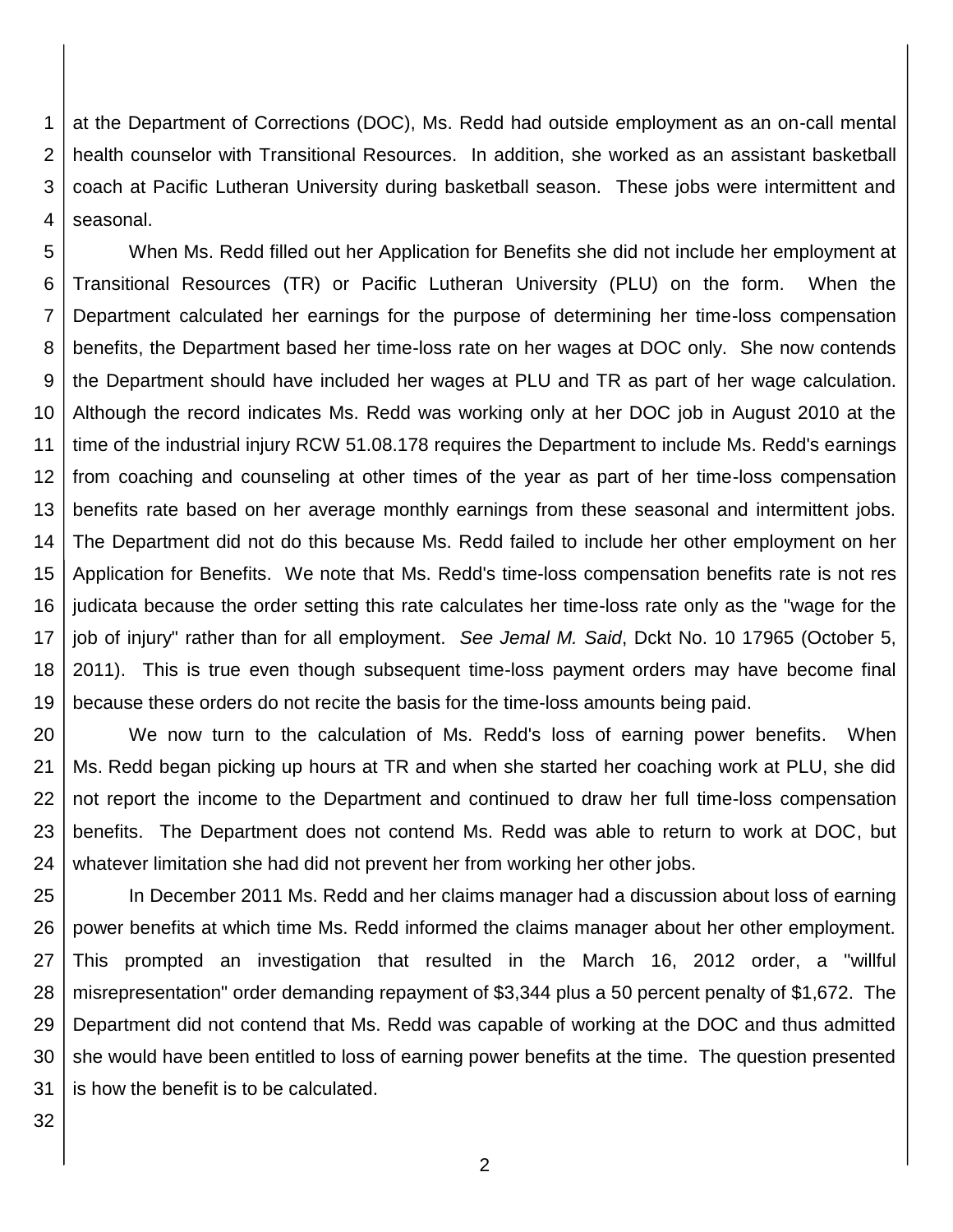at the Department of Corrections (DOC), Ms. Redd had outside employment as an on-call mental health counselor with Transitional Resources. In addition, she worked as an assistant basketball coach at Pacific Lutheran University during basketball season. These jobs were intermittent and seasonal.

When Ms. Redd filled out her Application for Benefits she did not include her employment at Transitional Resources (TR) or Pacific Lutheran University (PLU) on the form. When the Department calculated her earnings for the purpose of determining her time-loss compensation benefits, the Department based her time-loss rate on her wages at DOC only. She now contends the Department should have included her wages at PLU and TR as part of her wage calculation. Although the record indicates Ms. Redd was working only at her DOC job in August 2010 at the time of the industrial injury RCW 51.08.178 requires the Department to include Ms. Redd's earnings from coaching and counseling at other times of the year as part of her time-loss compensation benefits rate based on her average monthly earnings from these seasonal and intermittent jobs. The Department did not do this because Ms. Redd failed to include her other employment on her Application for Benefits. We note that Ms. Redd's time-loss compensation benefits rate is not res judicata because the order setting this rate calculates her time-loss rate only as the "wage for the job of injury" rather than for all employment. *See Jemal M. Said*, Dckt No. 10 17965 (October 5, 2011). This is true even though subsequent time-loss payment orders may have become final because these orders do not recite the basis for the time-loss amounts being paid.

We now turn to the calculation of Ms. Redd's loss of earning power benefits. When Ms. Redd began picking up hours at TR and when she started her coaching work at PLU, she did not report the income to the Department and continued to draw her full time-loss compensation benefits. The Department does not contend Ms. Redd was able to return to work at DOC, but whatever limitation she had did not prevent her from working her other jobs.

In December 2011 Ms. Redd and her claims manager had a discussion about loss of earning power benefits at which time Ms. Redd informed the claims manager about her other employment. This prompted an investigation that resulted in the March 16, 2012 order, a "willful misrepresentation" order demanding repayment of $3,344 plus a 50 percent penalty of $1,672. The Department did not contend that Ms. Redd was capable of working at the DOC and thus admitted she would have been entitled to loss of earning power benefits at the time. The question presented is how the benefit is to be calculated.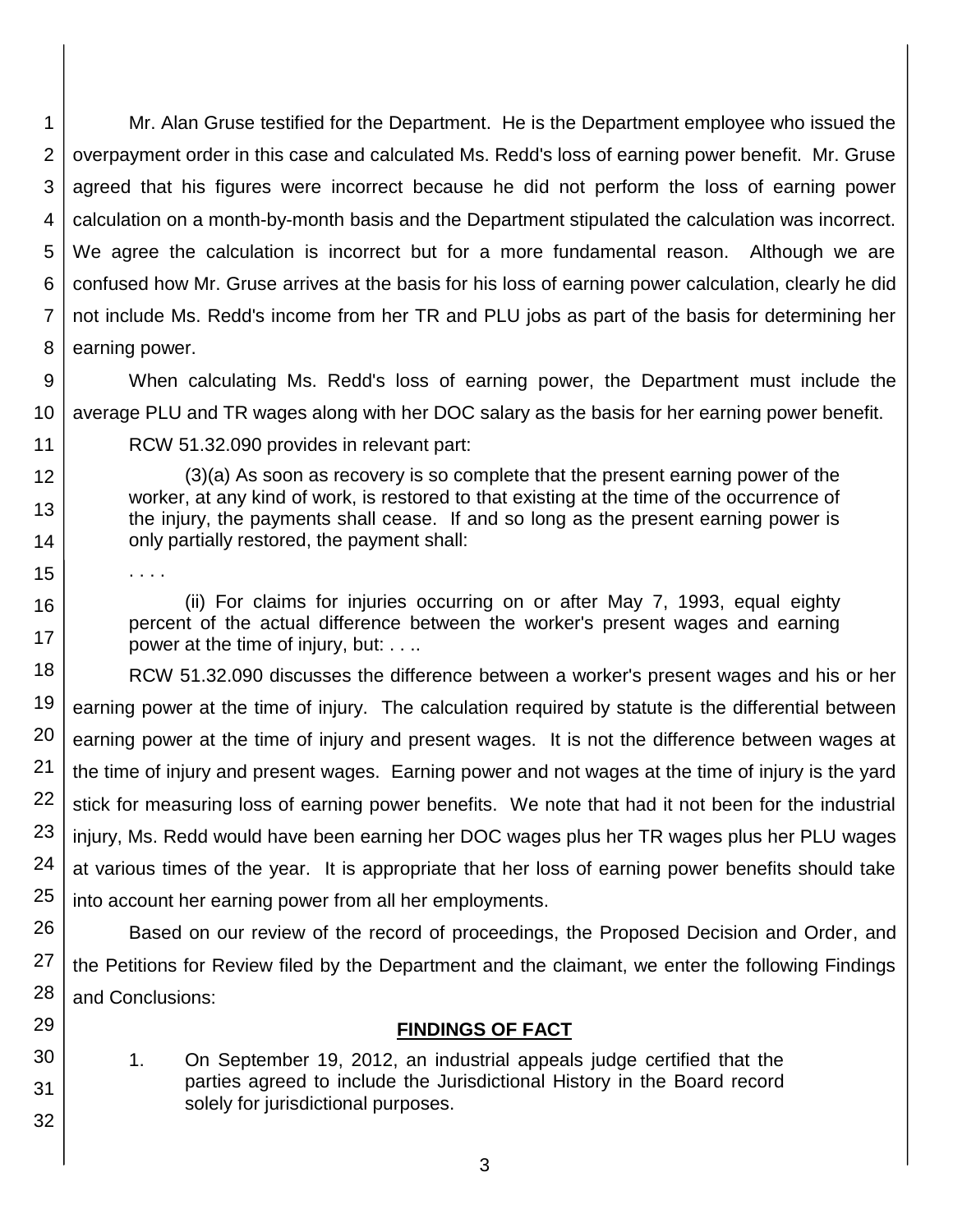Mr. Alan Gruse testified for the Department. He is the Department employee who issued the overpayment order in this case and calculated Ms. Redd's loss of earning power benefit. Mr. Gruse agreed that his figures were incorrect because he did not perform the loss of earning power calculation on a month-by-month basis and the Department stipulated the calculation was incorrect. We agree the calculation is incorrect but for a more fundamental reason. Although we are confused how Mr. Gruse arrives at the basis for his loss of earning power calculation, clearly he did not include Ms. Redd's income from her TR and PLU jobs as part of the basis for determining her earning power.

When calculating Ms. Redd's loss of earning power, the Department must include the average PLU and TR wages along with her DOC salary as the basis for her earning power benefit.

RCW 51.32.090 provides in relevant part:

> (3)(a) As soon as recovery is so complete that the present earning power of the worker, at any kind of work, is restored to that existing at the time of the occurrence of the injury, the payments shall cease. If and so long as the present earning power is only partially restored, the payment shall:
>
> . . . .
>
> (ii) For claims for injuries occurring on or after May 7, 1993, equal eighty percent of the actual difference between the worker's present wages and earning power at the time of injury, but: . . ..

RCW 51.32.090 discusses the difference between a worker's present wages and his or her earning power at the time of injury. The calculation required by statute is the differential between earning power at the time of injury and present wages. It is not the difference between wages at the time of injury and present wages. Earning power and not wages at the time of injury is the yard stick for measuring loss of earning power benefits. We note that had it not been for the industrial injury, Ms. Redd would have been earning her DOC wages plus her TR wages plus her PLU wages at various times of the year. It is appropriate that her loss of earning power benefits should take into account her earning power from all her employments.

Based on our review of the record of proceedings, the Proposed Decision and Order, and the Petitions for Review filed by the Department and the claimant, we enter the following Findings and Conclusions:

## FINDINGS OF FACT

1. On September 19, 2012, an industrial appeals judge certified that the parties agreed to include the Jurisdictional History in the Board record solely for jurisdictional purposes.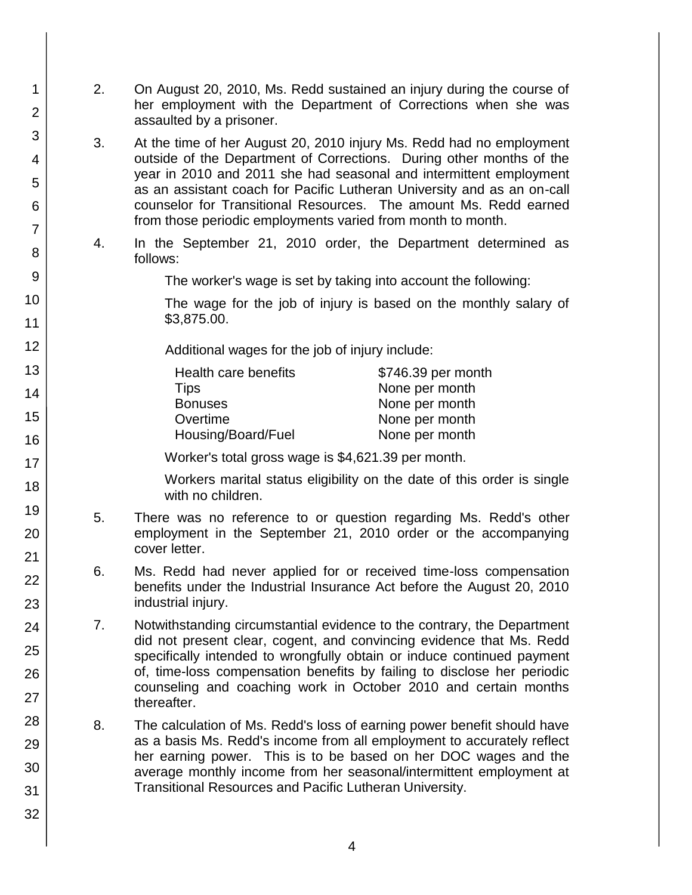2. On August 20, 2010, Ms. Redd sustained an injury during the course of her employment with the Department of Corrections when she was assaulted by a prisoner.

3. At the time of her August 20, 2010 injury Ms. Redd had no employment outside of the Department of Corrections. During other months of the year in 2010 and 2011 she had seasonal and intermittent employment as an assistant coach for Pacific Lutheran University and as an on-call counselor for Transitional Resources. The amount Ms. Redd earned from those periodic employments varied from month to month.

4. In the September 21, 2010 order, the Department determined as follows:

   The worker's wage is set by taking into account the following:

   The wage for the job of injury is based on the monthly salary of $3,875.00.

   Additional wages for the job of injury include:

   | | |
   |---|---|
   | Health care benefits | $746.39 per month |
   | Tips | None per month |
   | Bonuses | None per month |
   | Overtime | None per month |
   | Housing/Board/Fuel | None per month |

   Worker's total gross wage is $4,621.39 per month.

   Workers marital status eligibility on the date of this order is single with no children.

5. There was no reference to or question regarding Ms. Redd's other employment in the September 21, 2010 order or the accompanying cover letter.

6. Ms. Redd had never applied for or received time-loss compensation benefits under the Industrial Insurance Act before the August 20, 2010 industrial injury.

7. Notwithstanding circumstantial evidence to the contrary, the Department did not present clear, cogent, and convincing evidence that Ms. Redd specifically intended to wrongfully obtain or induce continued payment of, time-loss compensation benefits by failing to disclose her periodic counseling and coaching work in October 2010 and certain months thereafter.

8. The calculation of Ms. Redd's loss of earning power benefit should have as a basis Ms. Redd's income from all employment to accurately reflect her earning power. This is to be based on her DOC wages and the average monthly income from her seasonal/intermittent employment at Transitional Resources and Pacific Lutheran University.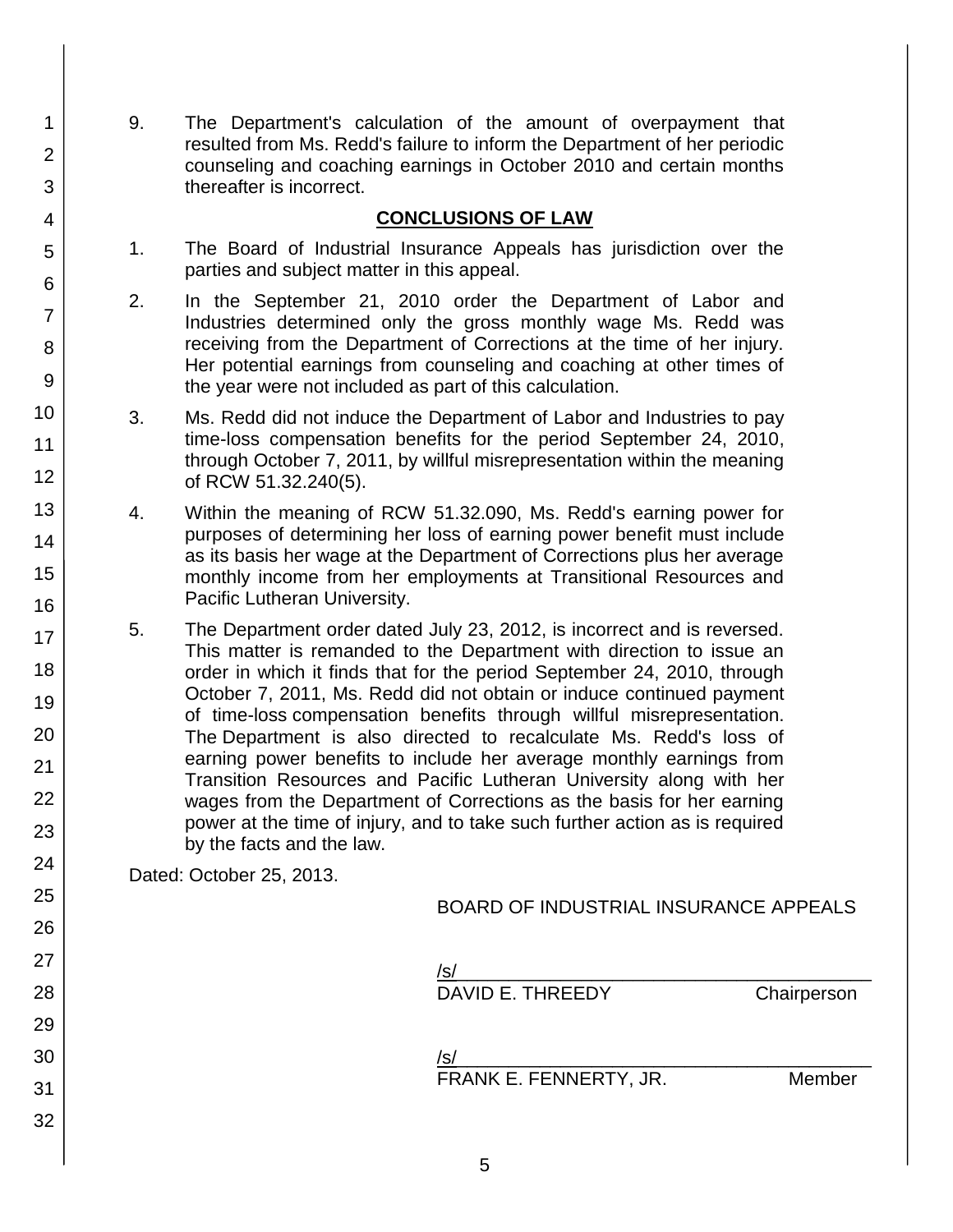9. The Department's calculation of the amount of overpayment that resulted from Ms. Redd's failure to inform the Department of her periodic counseling and coaching earnings in October 2010 and certain months thereafter is incorrect.

## CONCLUSIONS OF LAW

1. The Board of Industrial Insurance Appeals has jurisdiction over the parties and subject matter in this appeal.

2. In the September 21, 2010 order the Department of Labor and Industries determined only the gross monthly wage Ms. Redd was receiving from the Department of Corrections at the time of her injury. Her potential earnings from counseling and coaching at other times of the year were not included as part of this calculation.

3. Ms. Redd did not induce the Department of Labor and Industries to pay time-loss compensation benefits for the period September 24, 2010, through October 7, 2011, by willful misrepresentation within the meaning of RCW 51.32.240(5).

4. Within the meaning of RCW 51.32.090, Ms. Redd's earning power for purposes of determining her loss of earning power benefit must include as its basis her wage at the Department of Corrections plus her average monthly income from her employments at Transitional Resources and Pacific Lutheran University.

5. The Department order dated July 23, 2012, is incorrect and is reversed. This matter is remanded to the Department with direction to issue an order in which it finds that for the period September 24, 2010, through October 7, 2011, Ms. Redd did not obtain or induce continued payment of time-loss compensation benefits through willful misrepresentation. The Department is also directed to recalculate Ms. Redd's loss of earning power benefits to include her average monthly earnings from Transition Resources and Pacific Lutheran University along with her wages from the Department of Corrections as the basis for her earning power at the time of injury, and to take such further action as is required by the facts and the law.

Dated: October 25, 2013.

BOARD OF INDUSTRIAL INSURANCE APPEALS

/s/
DAVID E. THREEDY Chairperson

/s/
FRANK E. FENNERTY, JR. Member